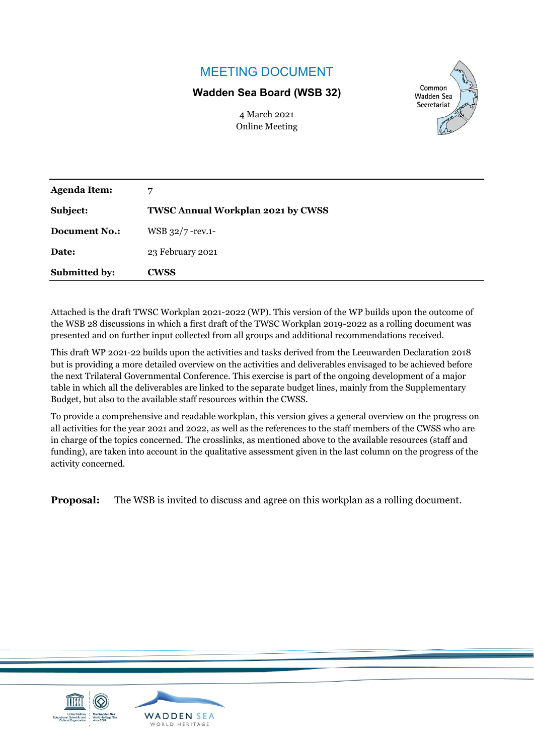# MEETING DOCUMENT

**Wadden Sea Board (WSB 32)**

4 March 2021
Online Meeting

| | |
|---|---|
| **Agenda Item:** | 7 |
| **Subject:** | **TWSC Annual Workplan 2021 by CWSS** |
| **Document No.:** | WSB 32/7 -rev.1- |
| **Date:** | 23 February 2021 |
| **Submitted by:** | **CWSS** |

Attached is the draft TWSC Workplan 2021-2022 (WP). This version of the WP builds upon the outcome of the WSB 28 discussions in which a first draft of the TWSC Workplan 2019-2022 as a rolling document was presented and on further input collected from all groups and additional recommendations received.

This draft WP 2021-22 builds upon the activities and tasks derived from the Leeuwarden Declaration 2018 but is providing a more detailed overview on the activities and deliverables envisaged to be achieved before the next Trilateral Governmental Conference. This exercise is part of the ongoing development of a major table in which all the deliverables are linked to the separate budget lines, mainly from the Supplementary Budget, but also to the available staff resources within the CWSS.

To provide a comprehensive and readable workplan, this version gives a general overview on the progress on all activities for the year 2021 and 2022, as well as the references to the staff members of the CWSS who are in charge of the topics concerned. The crosslinks, as mentioned above to the available resources (staff and funding), are taken into account in the qualitative assessment given in the last column on the progress of the activity concerned.

**Proposal:** The WSB is invited to discuss and agree on this workplan as a rolling document.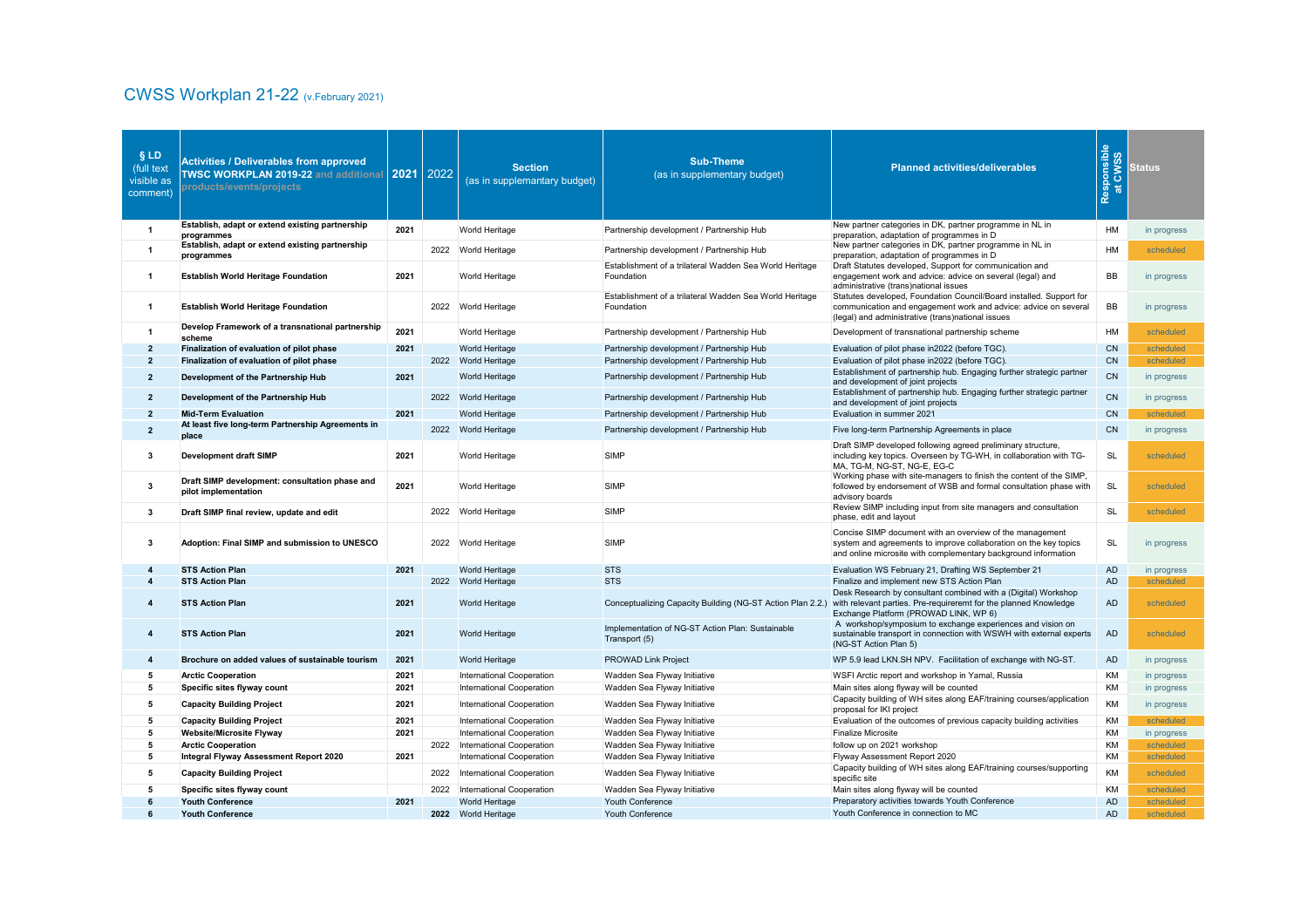# CWSS Workplan 21-22 (v.February 2021)

| § LD (full text visible as comment) | Activities / Deliverables from approved TWSC WORKPLAN 2019-22 and additional products/events/projects | 2021 | 2022 | Section (as in supplemantary budget) | Sub-Theme (as in supplemantary budget) | Planned activities/deliverables | Responsible at CWSS | Status |
|---|---|---|---|---|---|---|---|---|
| 1 | Establish, adapt or extend existing partnership programmes | 2021 | | World Heritage | Partnership development / Partnership Hub | New partner categories in DK, partner programme in NL in preparation, adaptation of programmes in D | HM | in progress |
| 1 | Establish, adapt or extend existing partnership programmes | | 2022 | World Heritage | Partnership development / Partnership Hub | New partner categories in DK, partner programme in NL in preparation, adaptation of programmes in D | HM | scheduled |
| 1 | Establish World Heritage Foundation | 2021 | | World Heritage | Establishment of a trilateral Wadden Sea World Heritage Foundation | Draft Statutes developed, Support for communication and engagement work and advice: advice on several (legal) and administrative (trans)national issues | BB | in progress |
| 1 | Establish World Heritage Foundation | | 2022 | World Heritage | Establishment of a trilateral Wadden Sea World Heritage Foundation | Statutes developed, Foundation Council/Board installed. Support for communication and engagement work and advice: advice on several (legal) and administrative (trans)national issues | BB | in progress |
| 1 | Develop Framework of a transnational partnership scheme | 2021 | | World Heritage | Partnership development / Partnership Hub | Development of transnational partnership scheme | HM | scheduled |
| 2 | Finalization of evaluation of pilot phase | 2021 | | World Heritage | Partnership development / Partnership Hub | Evaluation of pilot phase in2022 (before TGC). | CN | scheduled |
| 2 | Finalization of evaluation of pilot phase | | 2022 | World Heritage | Partnership development / Partnership Hub | Evaluation of pilot phase in2022 (before TGC). | CN | scheduled |
| 2 | Development of the Partnership Hub | 2021 | | World Heritage | Partnership development / Partnership Hub | Establishment of partnership hub. Engaging further strategic partner and development of joint projects | CN | in progress |
| 2 | Development of the Partnership Hub | | 2022 | World Heritage | Partnership development / Partnership Hub | Establishment of partnership hub. Engaging further strategic partner and development of joint projects | CN | in progress |
| 2 | Mid-Term Evaluation | 2021 | | World Heritage | Partnership development / Partnership Hub | Evaluation in summer 2021 | CN | scheduled |
| 2 | At least five long-term Partnership Agreements in place | | 2022 | World Heritage | Partnership development / Partnership Hub | Five long-term Partnership Agreements in place | CN | in progress |
| 3 | Development draft SIMP | 2021 | | World Heritage | SIMP | Draft SIMP developed following agreed preliminary structure, including key topics. Overseen by TG-WH, in collaboration with TG-MA, TG-M, NG-ST, NG-E, EG-C | SL | scheduled |
| 3 | Draft SIMP development: consultation phase and pilot implementation | 2021 | | World Heritage | SIMP | Working phase with site-managers to finish the content of the SIMP, followed by endorsement of WSB and formal consultation phase with advisory boards | SL | scheduled |
| 3 | Draft SIMP final review, update and edit | | 2022 | World Heritage | SIMP | Review SIMP including input from site managers and consultation phase, edit and layout | SL | scheduled |
| 3 | Adoption: Final SIMP and submission to UNESCO | | 2022 | World Heritage | SIMP | Concise SIMP document with an overview of the management system and agreements to improve collaboration on the key topics and online microsite with complementary background information | SL | in progress |
| 4 | STS Action Plan | 2021 | | World Heritage | STS | Evaluation WS February 21, Drafting WS September 21 | AD | in progress |
| 4 | STS Action Plan | | 2022 | World Heritage | STS | Finalize and implement new STS Action Plan | AD | scheduled |
| 4 | STS Action Plan | 2021 | | World Heritage | Conceptualizing Capacity Building (NG-ST Action Plan 2.2.) | Desk Research by consultant combined with a (Digital) Workshop with relevant parties. Pre-requirerent for the planned Knowledge Exchange Platform (PROWAD LINK, WP 6) | AD | scheduled |
| 4 | STS Action Plan | 2021 | | World Heritage | Implementation of NG-ST Action Plan: Sustainable Transport (5) | A workshop/symposium to exchange experiences and vision on sustainable transport in connection with WSWH with external experts (NG-ST Action Plan 5) | AD | scheduled |
| 4 | Brochure on added values of sustainable tourism | 2021 | | World Heritage | PROWAD Link Project | WP 5.9 lead LKN.SH NPV. Facilitation of exchange with NG-ST. | AD | in progress |
| 5 | Arctic Cooperation | 2021 | | International Cooperation | Wadden Sea Flyway Initiative | WSFI Arctic report and workshop in Yamal, Russia | KM | in progress |
| 5 | Specific sites flyway count | 2021 | | International Cooperation | Wadden Sea Flyway Initiative | Main sites along flyway will be counted | KM | in progress |
| 5 | Capacity Building Project | 2021 | | International Cooperation | Wadden Sea Flyway Initiative | Capacity building of WH sites along EAF/training courses/application proposal for IKI project | KM | in progress |
| 5 | Capacity Building Project | 2021 | | International Cooperation | Wadden Sea Flyway Initiative | Evaluation of the outcomes of previous capacity building activities | KM | scheduled |
| 5 | Website/Microsite Flyway | 2021 | | International Cooperation | Wadden Sea Flyway Initiative | Finalize Microsite | KM | in progress |
| 5 | Arctic Cooperation | | 2022 | International Cooperation | Wadden Sea Flyway Initiative | follow up on 2021 workshop | KM | scheduled |
| 5 | Integral Flyway Assessment Report 2020 | 2021 | | International Cooperation | Wadden Sea Flyway Initiative | Flyway Assessment Report 2020 | KM | scheduled |
| 5 | Capacity Building Project | | 2022 | International Cooperation | Wadden Sea Flyway Initiative | Capacity building of WH sites along EAF/training courses/supporting specific site | KM | scheduled |
| 5 | Specific sites flyway count | | 2022 | International Cooperation | Wadden Sea Flyway Initiative | Main sites along flyway will be counted | KM | scheduled |
| 6 | Youth Conference | 2021 | | World Heritage | Youth Conference | Preparatory activities towards Youth Conference | AD | scheduled |
| 6 | Youth Conference | | 2022 | World Heritage | Youth Conference | Youth Conference in connection to MC | AD | scheduled |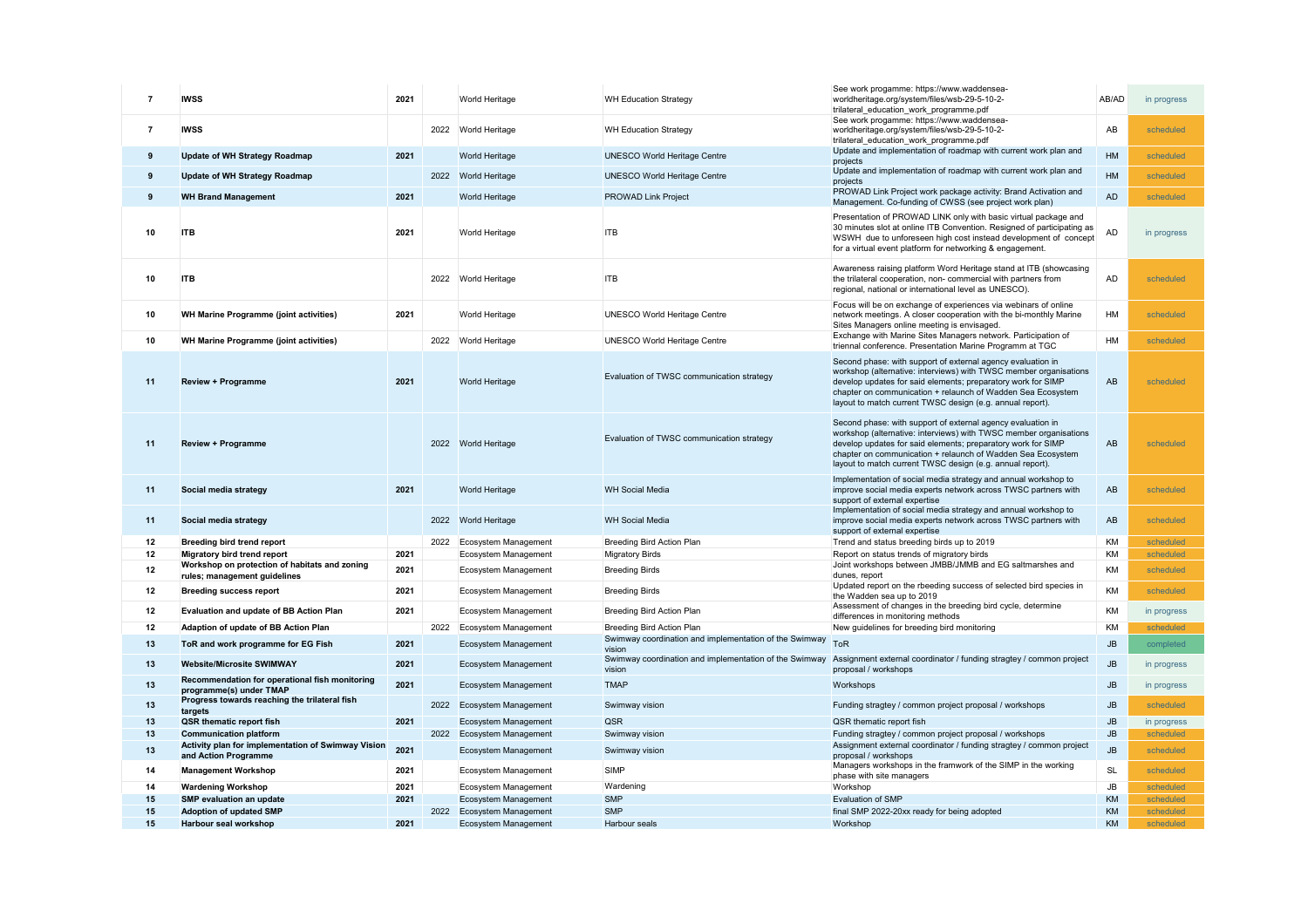| | | | | | | | | |
|---|---|---|---|---|---|---|---|---|
| 7 | **IWSS** | **2021** | | World Heritage | WH Education Strategy | See work progamme: https://www.waddensea-worldheritage.org/system/files/wsb-29-5-10-2-trilateral_education_work_programme.pdf | AB/AD | in progress |
| 7 | **IWSS** | | 2022 | World Heritage | WH Education Strategy | See work progamme: https://www.waddensea-worldheritage.org/system/files/wsb-29-5-10-2-trilateral_education_work_programme.pdf | AB | scheduled |
| 9 | **Update of WH Strategy Roadmap** | **2021** | | World Heritage | UNESCO World Heritage Centre | Update and implementation of roadmap with current work plan and projects | HM | scheduled |
| 9 | **Update of WH Strategy Roadmap** | | 2022 | World Heritage | UNESCO World Heritage Centre | Update and implementation of roadmap with current work plan and projects | HM | scheduled |
| 9 | **WH Brand Management** | **2021** | | World Heritage | PROWAD Link Project | PROWAD LINK Project work package activity: Brand Activation and Management. Co-funding of CWSS (see project work plan) | AD | scheduled |
| 10 | **ITB** | **2021** | | World Heritage | ITB | Presentation of PROWAD LINK only with basic virtual package and 30 minutes slot at online ITB Convention. Resigned of participating as WSWH due to unforeseen high cost instead development of concept for a virtual event platform for networking & engagement. | AD | in progress |
| 10 | **ITB** | | 2022 | World Heritage | ITB | Awareness raising platform Word Heritage stand at ITB (showcasing the trilateral cooperation, non- commercial with partners from regional, national or international level as UNESCO). | AD | scheduled |
| 10 | **WH Marine Programme (joint activities)** | **2021** | | World Heritage | UNESCO World Heritage Centre | Focus will be on exchange of experiences via webinars of online network meetings. A closer cooperation with the bi-monthly Marine Sites Managers online meeting is envisaged. | HM | scheduled |
| 10 | **WH Marine Programme (joint activities)** | | 2022 | World Heritage | UNESCO World Heritage Centre | Exchange with Marine Sites Managers network. Participation of triennal conference. Presentation Marine Programm at TGC | HM | scheduled |
| 11 | **Review + Programme** | **2021** | | World Heritage | Evaluation of TWSC communication strategy | Second phase: with support of external agency evaluation in workshop (alternative: interviews) with TWSC member organisations develop updates for said elements; preparatory work for SIMP chapter on communication + relaunch of Wadden Sea Ecosystem layout to match current TWSC design (e.g. annual report). | AB | scheduled |
| 11 | **Review + Programme** | | 2022 | World Heritage | Evaluation of TWSC communication strategy | Second phase: with support of external agency evaluation in workshop (alternative: interviews) with TWSC member organisations develop updates for said elements; preparatory work for SIMP chapter on communication + relaunch of Wadden Sea Ecosystem layout to match current TWSC design (e.g. annual report). | AB | scheduled |
| 11 | **Social media strategy** | **2021** | | World Heritage | WH Social Media | Implementation of social media strategy and annual workshop to improve social media experts network across TWSC partners with support of external expertise | AB | scheduled |
| 11 | **Social media strategy** | | 2022 | World Heritage | WH Social Media | Implementation of social media strategy and annual workshop to improve social media experts network across TWSC partners with support of external expertise | AB | scheduled |
| 12 | **Breeding bird trend report** | | 2022 | Ecosystem Management | Breeding Bird Action Plan | Trend and status breeding birds up to 2019 | KM | scheduled |
| 12 | **Migratory bird trend report** | **2021** | | Ecosystem Management | Migratory Birds | Report on status trends of migratory birds | KM | scheduled |
| 12 | **Workshop on protection of habitats and zoning rules; management guidelines** | **2021** | | Ecosystem Management | Breeding Birds | Joint workshops between JMBB/JMMB and EG saltmarshes and dunes, report | KM | scheduled |
| 12 | **Breeding success report** | **2021** | | Ecosystem Management | Breeding Birds | Updated report on the rbeeding success of selected bird species in the Wadden sea up to 2019 | KM | scheduled |
| 12 | **Evaluation and update of BB Action Plan** | **2021** | | Ecosystem Management | Breeding Bird Action Plan | Assessment of changes in the breeding bird cycle, determine differences in monitoring methods | KM | in progress |
| 12 | **Adaption of update of BB Action Plan** | | 2022 | Ecosystem Management | Breeding Bird Action Plan | New guidelines for breeding bird monitoring | KM | scheduled |
| 13 | **ToR and work programme for EG Fish** | **2021** | | Ecosystem Management | Swimway coordination and implementation of the Swimway vision | ToR | JB | completed |
| 13 | **Website/Microsite SWIMWAY** | **2021** | | Ecosystem Management | Swimway coordination and implementation of the Swimway vision | Assignment external coordinator / funding stragtey / common project proposal / workshops | JB | in progress |
| 13 | **Recommendation for operational fish monitoring programme(s) under TMAP** | **2021** | | Ecosystem Management | TMAP | Workshops | JB | in progress |
| 13 | **Progress towards reaching the trilateral fish targets** | | 2022 | Ecosystem Management | Swimway vision | Funding stragtey / common project proposal / workshops | JB | scheduled |
| 13 | **QSR thematic report fish** | **2021** | | Ecosystem Management | QSR | QSR thematic report fish | JB | in progress |
| 13 | **Communication platform** | | 2022 | Ecosystem Management | Swimway vision | Funding stragtey / common project proposal / workshops | JB | scheduled |
| 13 | **Activity plan for implementation of Swimway Vision and Action Programme** | **2021** | | Ecosystem Management | Swimway vision | Assignment external coordinator / funding stragtey / common project proposal / workshops | JB | scheduled |
| 14 | **Management Workshop** | **2021** | | Ecosystem Management | SIMP | Managers workshops in the framwork of the SIMP in the working phase with site managers | SL | scheduled |
| 14 | **Wardening Workshop** | **2021** | | Ecosystem Management | Wardening | Workshop | JB | scheduled |
| 15 | **SMP evaluation an update** | **2021** | | Ecosystem Management | SMP | Evaluation of SMP | KM | scheduled |
| 15 | **Adoption of updated SMP** | | 2022 | Ecosystem Management | SMP | final SMP 2022-20xx ready for being adopted | KM | scheduled |
| 15 | **Harbour seal workshop** | **2021** | | Ecosystem Management | Harbour seals | Workshop | KM | scheduled |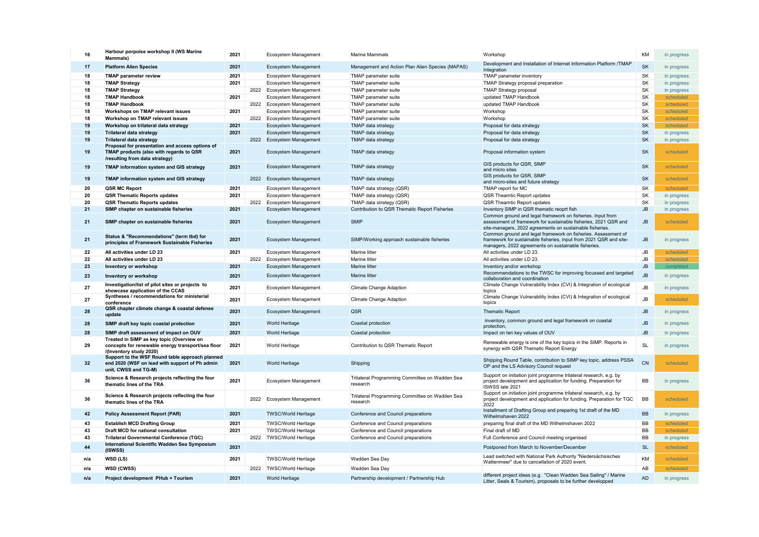| | | | | | | | | |
|---|---|---|---|---|---|---|---|---|
| 16 | **Harbour porpoise workshop II (WS Marine Mammals)** | **2021** | | Ecosystem Management | Marine Mammals | Workshop | KM | in progress |
| 17 | **Platform Alien Species** | **2021** | | Ecosystem Management | Management and Action Plan Alien Species (MAPAS) | Development and Installation of Internet Information Platform /TMAP Integration | SK | in progress |
| 18 | **TMAP parameter review** | **2021** | | Ecosystem Management | TMAP parameter suite | TMAP parameter inventory | SK | in progress |
| 18 | **TMAP Strategy** | **2021** | | Ecosystem Management | TMAP parameter suite | TMAP Strategy proposal preparation | SK | in progress |
| 18 | **TMAP Strategy** | | 2022 | Ecosystem Management | TMAP parameter suite | TMAP Strategy proposal | SK | in progress |
| 18 | **TMAP Handbook** | **2021** | | Ecosystem Management | TMAP parameter suite | updated TMAP Handbook | SK | scheduled |
| 18 | **TMAP Handbook** | | 2022 | Ecosystem Management | TMAP parameter suite | updated TMAP Handbook | SK | scheduled |
| 18 | **Workshops on TMAP relevant issues** | **2021** | | Ecosystem Management | TMAP parameter suite | Workshop | SK | scheduled |
| 18 | **Workshop on TMAP relevant issues** | | 2022 | Ecosystem Management | TMAP parameter suite | Workshop | SK | scheduled |
| 19 | **Workshop on trilateral data strategy** | **2021** | | Ecosystem Management | TMAP data strategy | Proposal for data strategy | SK | scheduled |
| 19 | **Trilateral data strategy** | **2021** | | Ecosystem Management | TMAP data strategy | Proposal for data strategy | SK | in progress |
| 19 | **Trilateral data strategy** | | 2022 | Ecosystem Management | TMAP data strategy | Proposal for data strategy | SK | in progress |
| 19 | **Proposal for presentation and access options of TMAP products (also with regards to QSR /resulting from data strategy)** | **2021** | | Ecosystem Management | TMAP data strategy | Proposal information system | SK | scheduled |
| 19 | **TMAP information system and GIS strategy** | **2021** | | Ecosystem Management | TMAP data strategy | GIS products for QSR, SIMP and micro sites | SK | scheduled |
| 19 | **TMAP information system and GIS strategy** | | 2022 | Ecosystem Management | TMAP data strategy | GIS products for QSR, SIMP and micro-sites and future strategy | SK | scheduled |
| 20 | **QSR MC Report** | **2021** | | Ecosystem Management | TMAP data strategy (QSR) | TMAP report for MC | SK | scheduled |
| 20 | **QSR Thematic Reports updates** | **2021** | | Ecosystem Management | TMAP data strategy (QSR) | QSR Theamtic Report updates | SK | in progress |
| 20 | **QSR Thematic Reports updates** | | 2022 | Ecosystem Management | TMAP data strategy (QSR) | QSR Theamtic Report updates | SK | in progress |
| 21 | **SIMP chapter on sustainable fisheries** | **2021** | | Ecosystem Management | Contribution to QSR Thematic Report Fisheries | Inventory SIMP in QSR thematic reoprt fish | JB | in progress |
| 21 | **SIMP chapter on sustainable fisheries** | **2021** | | Ecosystem Management | SMIP | Common ground and legal framework on fisheries. Input from assessment of framework for sustainable fisheries, 2021 QSR and site-managers, 2022 agreements on sustainable fisheries. | JB | scheduled |
| 21 | **Status & "Recommendations" (term tbd) for principles of Framework Sustainable Fisheries** | **2021** | | Ecosystem Management | SIMP/Working approach sustainable fisheries | Common ground and legal framework on fisheries. Assessment of framework for sustainable fisheries, input from 2021 QSR and site-managers, 2022 agreements on sustainable fisheries. | JB | in progress |
| 22 | **All activities under LD 23** | **2021** | | Ecosystem Management | Marine litter | All activities under LD 23. | JB | scheduled |
| 22 | **All activities under LD 23** | | 2022 | Ecosystem Management | Marine litter | All activities under LD 23. | JB | scheduled |
| 23 | **Inventory or workshop** | **2021** | | Ecosystem Management | Marine litter | Inventory and/or workshop | JB | completed |
| 23 | **Inventory or workshop** | **2021** | | Ecosystem Management | Marine litter | Recommendations to the TWSC for improving focussed and targeted collaboration and coordination | JB | in progress |
| 27 | **Investigation/list of pilot sites or projects to showcase application of the CCAS** | **2021** | | Ecosystem Management | Climate Change Adaption | Climate Change Vulnerability Index (CVI) & Integration of ecological topics | JB | in progress |
| 27 | **Syntheses / recommendations for ministerial conference** | **2021** | | Ecosystem Management | Climate Change Adaption | Climate Change Vulnerability Index (CVI) & Integration of ecological topics | JB | scheduled |
| 28 | **QSR chapter climate change & coastal defense update** | **2021** | | Ecosystem Management | QSR | Thematic Report | JB | in progress |
| 28 | **SIMP draft key topic coastal protection** | **2021** | | World Heritage | Coastal protection | inventory, common ground and legal framework on coastal protection, | JB | in progress |
| 28 | **SIMP draft assessment of impact on OUV** | **2021** | | World Heritage | Coastal protection | Impact on ten key values of OUV | JB | in progress |
| 29 | **Treated in SIMP as key topic (Overview on concepts for renewable energy transport/sea floor /(Inventory study 2020)** | **2021** | | World Heritage | Contribution to QSR Thematic Report | Renewable energy is one of the key topics in the SIMP. Reports in synergy with QSR Thematic Report Energy | SL | in progress |
| 32 | **Support to the WSF Round table approach planned end 2020 (WSF on lead with support of Ph admin unit, CWSS and TG-M)** | **2021** | | World Heritage | Shipping | Shipping Round Table, contribution to SIMP key topic, address PSSA OP and the LS Advisory Council request | CN | scheduled |
| 36 | **Science & Research projects reflecting the four thematic lines of the TRA** | **2021** | | Ecosystem Management | Trilateral Programming Committee on Wadden Sea research | Support on initiation joint programme trilateral research, e.g. by project development and application for funding. Preparation for ISWSS late 2021 | BB | in progress |
| 36 | **Science & Research projects reflecting the four thematic lines of the TRA** | | 2022 | Ecosystem Management | Trilateral Programming Committee on Wadden Sea research | Support on initiation joint programme trilateral research, e.g. by project development and application for funding. Preparation for TGC 2022 | BB | scheduled |
| 42 | **Policy Assessment Report (PAR)** | **2021** | | TWSC/World Heritage | Conference and Council preparations | Installment of Drafting Group and preparing 1st draft of the MD Wilhelmshaven 2022 | BB | in progress |
| 43 | **Establish MCD Drafting Group** | **2021** | | TWSC/World Heritage | Conference and Council preparations | preparing final draft of the MD Wilhelmshaven 2022 | BB | scheduled |
| 43 | **Draft MCD for national consultation** | **2021** | | TWSC/World Heritage | Conference and Council preparations | Final draft of MD | BB | scheduled |
| 43 | **Trilateral Governmental Conference (TGC)** | | 2022 | TWSC/World Heritage | Conference and Council preparations | Full Conference and Council meeting organised | BB | in progress |
| 44 | **International Scientific Wadden Sea Symposium (ISWSS)** | **2021** | | | | Postponed from March to November/December | SL | scheduled |
| n/a | **WSD (LS)** | **2021** | | TWSC/World Heritage | Wadden Sea Day | Lead switched with National Park Authority "Niedersächsisches Wattenmeer" due to cancellation of 2020 event. | KM | scheduled |
| n/a | **WSD (CWSS)** | | 2022 | TWSC/World Heritage | Wadden Sea Day | | AB | scheduled |
| n/a | **Project development PHub + Tourism** | **2021** | | World Heritage | Partnership development / Partnership Hub | different project ideas (e.g. "Clean Wadden Sea Sailing" / Marine Litter, Seals & Tourism), proposals to be further developped | AD | in progress |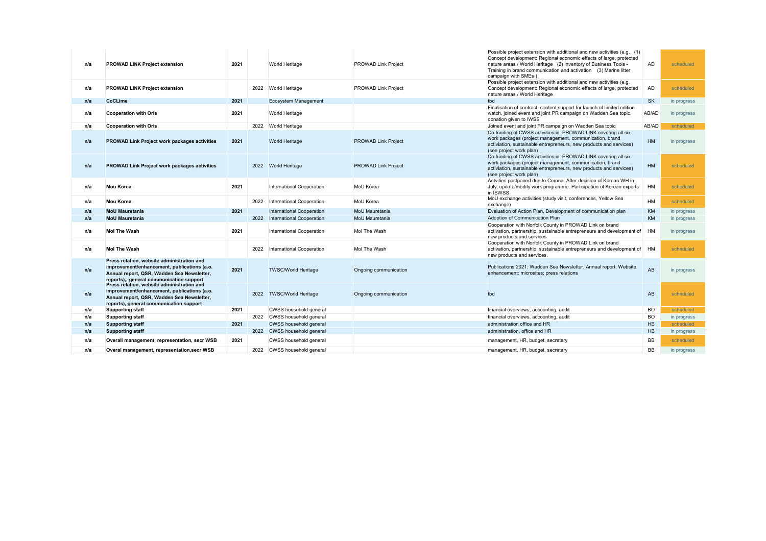| | | | | | | | | |
|---|---|---|---|---|---|---|---|---|
| n/a | **PROWAD LINK Project extension** | **2021** | | World Heritage | PROWAD Link Project | Possible project extension with additional and new activities (e.g. (1) Concept development: Regional economic effects of large, protected nature areas / World Heritage (2) Inventory of Business Tools - Training in brand communication and activation (3) Marine litter campaign with SMEs ) | AD | scheduled |
| n/a | **PROWAD LINK Project extension** | | 2022 | World Heritage | PROWAD Link Project | Possible project extension with additional and new activities (e.g. Concept development: Regional economic effects of large, protected nature areas / World Heritage | AD | scheduled |
| n/a | **CoCLime** | **2021** | | Ecosystem Management | | tbd | SK | in progress |
| n/a | **Cooperation with Oris** | **2021** | | World Heritage | | Finalisation of contract, content support for launch of limited edition watch, joined event and joint PR campaign on Wadden Sea topic, donation given to IWSS | AB/AD | in progress |
| n/a | **Cooperation with Oris** | | 2022 | World Heritage | | Joined event and joint PR campaign on Wadden Sea topic | AB/AD | scheduled |
| n/a | **PROWAD Link Project work packages activities** | **2021** | | World Heritage | PROWAD Link Project | Co-funding of CWSS activities in PROWAD LINK covering all six work packages (project management, communication, brand activiation, sustainable entrepreneurs, new products and services) (see project work plan) | HM | in progress |
| n/a | **PROWAD Link Project work packages activities** | | 2022 | World Heritage | PROWAD Link Project | Co-funding of CWSS activities in PROWAD LINK covering all six work packages (project management, communication, brand activiation, sustainable entrepreneurs, new products and services) (see project work plan) | HM | scheduled |
| n/a | **Mou Korea** | **2021** | | International Cooperation | MoU Korea | Actvities postponed due to Corona. After decision of Korean WH in July, update/modify work programme. Participation of Korean experts in ISWSS | HM | scheduled |
| n/a | **Mou Korea** | | 2022 | International Cooperation | MoU Korea | MoU exchange activities (study visit, conferences, Yellow Sea exchange) | HM | scheduled |
| n/a | **MoU Mauretania** | **2021** | | International Cooperation | MoU Mauretania | Evaluation of Action Plan, Development of communication plan | KM | in progress |
| n/a | **MoU Mauretania** | | 2022 | International Cooperation | MoU Mauretania | Adoption of Communication Plan | KM | in progress |
| n/a | **MoI The Wash** | **2021** | | International Cooperation | MoI The Wash | Cooperation with Norfolk County in PROWAD Link on brand activation, partnership, sustainable entrepreneurs and development of new products and services. | HM | in progress |
| n/a | **MoI The Wash** | | 2022 | International Cooperation | MoI The Wash | Cooperation with Norfolk County in PROWAD Link on brand activation, partnership, sustainable entrepreneurs and development of new products and services. | HM | scheduled |
| n/a | **Press relation, website administration and improvement/enhancement, publications (a.o. Annual report, QSR, Wadden Sea Newsletter, reports),, general communication support** | **2021** | | TWSC/World Heritage | Ongoing communication | Publications 2021: Wadden Sea Newsletter, Annual report; Website enhancement: microsites; press relations | AB | in progress |
| n/a | **Press relation, website administration and improvement/enhancement, publications (a.o. Annual report, QSR, Wadden Sea Newsletter, reports), general communication support** | | 2022 | TWSC/World Heritage | Ongoing communication | tbd | AB | scheduled |
| n/a | **Supporting staff** | **2021** | | CWSS household general | | financial overviews, accounting, audit | BO | scheduled |
| n/a | **Supporting staff** | | 2022 | CWSS household general | | financial overviews, accounting, audit | BO | in progress |
| n/a | **Supporting staff** | **2021** | | CWSS household general | | administration office and HR | HB | scheduled |
| n/a | **Supporting staff** | | 2022 | CWSS household general | | administration, office and HR | HB | in progress |
| n/a | **Overall management, representation, secr WSB** | **2021** | | CWSS household general | | management, HR, budget, secretary | BB | scheduled |
| n/a | **Overal management, representation,secr WSB** | | 2022 | CWSS household general | | management, HR, budget, secretary | BB | in progress |